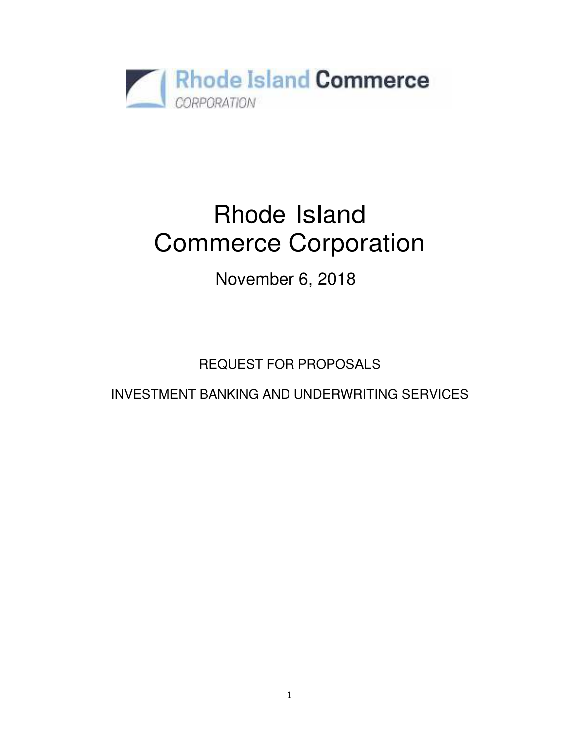Rhode Island Commerce CORPORATION

# Rhode Island Commerce Corporation

November 6, 2018

REQUEST FOR PROPOSALS

INVESTMENT BANKING AND UNDERWRITING SERVICES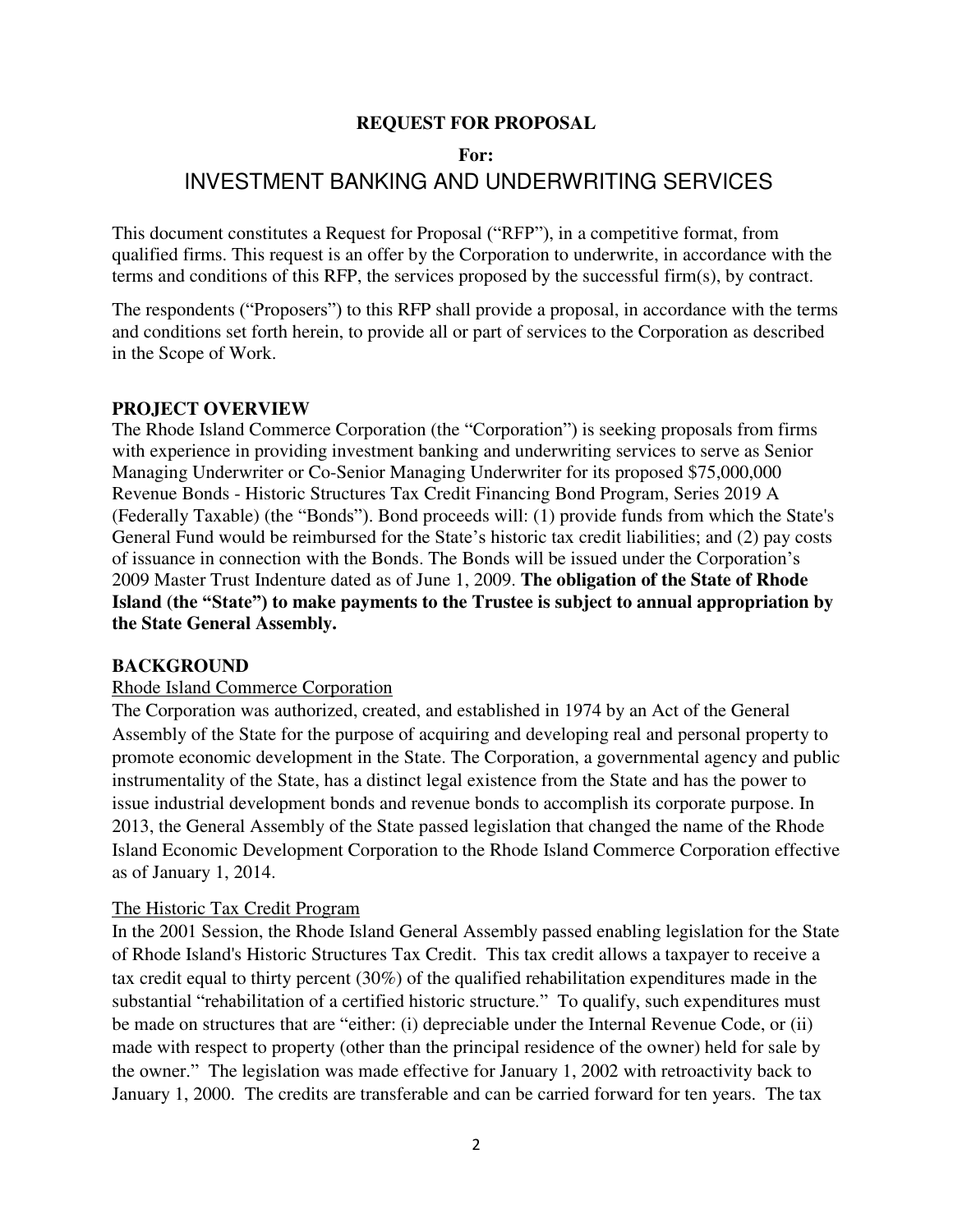**REQUEST FOR PROPOSAL**

**For:**

# INVESTMENT BANKING AND UNDERWRITING SERVICES

This document constitutes a Request for Proposal ("RFP"), in a competitive format, from qualified firms. This request is an offer by the Corporation to underwrite, in accordance with the terms and conditions of this RFP, the services proposed by the successful firm(s), by contract.

The respondents ("Proposers") to this RFP shall provide a proposal, in accordance with the terms and conditions set forth herein, to provide all or part of services to the Corporation as described in the Scope of Work.

## PROJECT OVERVIEW

The Rhode Island Commerce Corporation (the "Corporation") is seeking proposals from firms with experience in providing investment banking and underwriting services to serve as Senior Managing Underwriter or Co-Senior Managing Underwriter for its proposed $75,000,000 Revenue Bonds - Historic Structures Tax Credit Financing Bond Program, Series 2019 A (Federally Taxable) (the "Bonds"). Bond proceeds will: (1) provide funds from which the State's General Fund would be reimbursed for the State's historic tax credit liabilities; and (2) pay costs of issuance in connection with the Bonds. The Bonds will be issued under the Corporation's 2009 Master Trust Indenture dated as of June 1, 2009. **The obligation of the State of Rhode Island (the "State") to make payments to the Trustee is subject to annual appropriation by the State General Assembly.**

## BACKGROUND

### Rhode Island Commerce Corporation

The Corporation was authorized, created, and established in 1974 by an Act of the General Assembly of the State for the purpose of acquiring and developing real and personal property to promote economic development in the State. The Corporation, a governmental agency and public instrumentality of the State, has a distinct legal existence from the State and has the power to issue industrial development bonds and revenue bonds to accomplish its corporate purpose. In 2013, the General Assembly of the State passed legislation that changed the name of the Rhode Island Economic Development Corporation to the Rhode Island Commerce Corporation effective as of January 1, 2014.

### The Historic Tax Credit Program

In the 2001 Session, the Rhode Island General Assembly passed enabling legislation for the State of Rhode Island's Historic Structures Tax Credit. This tax credit allows a taxpayer to receive a tax credit equal to thirty percent (30%) of the qualified rehabilitation expenditures made in the substantial "rehabilitation of a certified historic structure." To qualify, such expenditures must be made on structures that are "either: (i) depreciable under the Internal Revenue Code, or (ii) made with respect to property (other than the principal residence of the owner) held for sale by the owner." The legislation was made effective for January 1, 2002 with retroactivity back to January 1, 2000. The credits are transferable and can be carried forward for ten years. The tax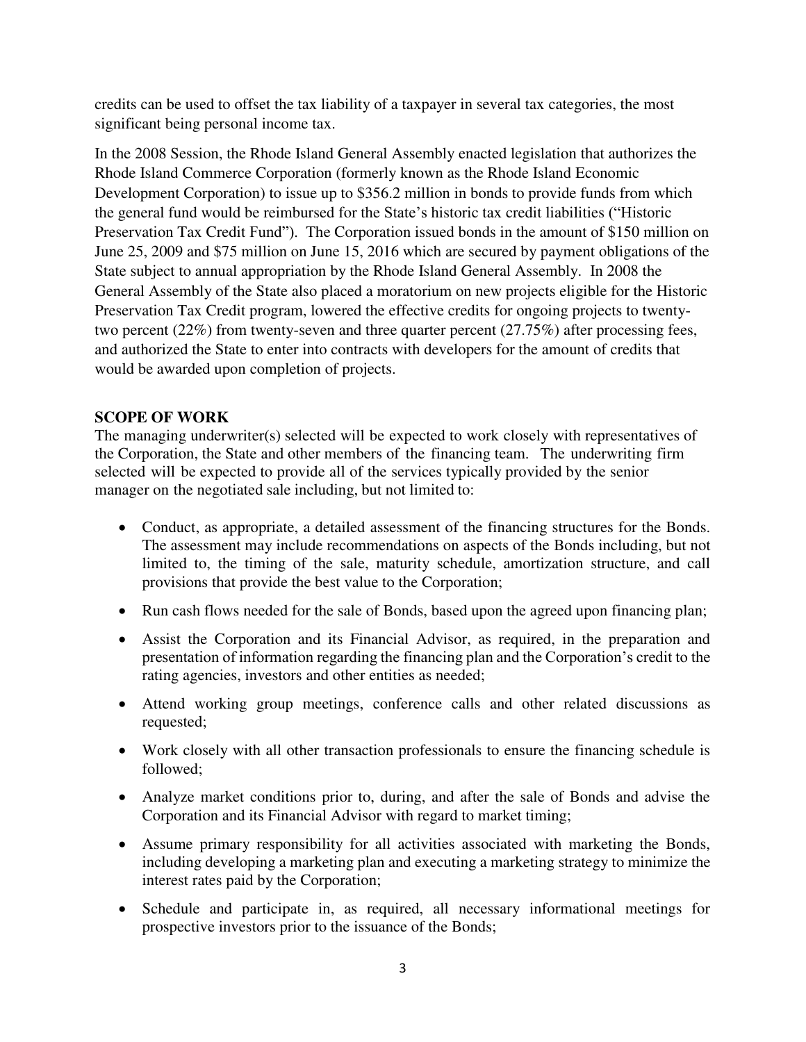credits can be used to offset the tax liability of a taxpayer in several tax categories, the most significant being personal income tax.

In the 2008 Session, the Rhode Island General Assembly enacted legislation that authorizes the Rhode Island Commerce Corporation (formerly known as the Rhode Island Economic Development Corporation) to issue up to $356.2 million in bonds to provide funds from which the general fund would be reimbursed for the State's historic tax credit liabilities ("Historic Preservation Tax Credit Fund"). The Corporation issued bonds in the amount of $150 million on June 25, 2009 and $75 million on June 15, 2016 which are secured by payment obligations of the State subject to annual appropriation by the Rhode Island General Assembly. In 2008 the General Assembly of the State also placed a moratorium on new projects eligible for the Historic Preservation Tax Credit program, lowered the effective credits for ongoing projects to twenty-two percent (22%) from twenty-seven and three quarter percent (27.75%) after processing fees, and authorized the State to enter into contracts with developers for the amount of credits that would be awarded upon completion of projects.

## SCOPE OF WORK

The managing underwriter(s) selected will be expected to work closely with representatives of the Corporation, the State and other members of the financing team. The underwriting firm selected will be expected to provide all of the services typically provided by the senior manager on the negotiated sale including, but not limited to:

- Conduct, as appropriate, a detailed assessment of the financing structures for the Bonds. The assessment may include recommendations on aspects of the Bonds including, but not limited to, the timing of the sale, maturity schedule, amortization structure, and call provisions that provide the best value to the Corporation;
- Run cash flows needed for the sale of Bonds, based upon the agreed upon financing plan;
- Assist the Corporation and its Financial Advisor, as required, in the preparation and presentation of information regarding the financing plan and the Corporation's credit to the rating agencies, investors and other entities as needed;
- Attend working group meetings, conference calls and other related discussions as requested;
- Work closely with all other transaction professionals to ensure the financing schedule is followed;
- Analyze market conditions prior to, during, and after the sale of Bonds and advise the Corporation and its Financial Advisor with regard to market timing;
- Assume primary responsibility for all activities associated with marketing the Bonds, including developing a marketing plan and executing a marketing strategy to minimize the interest rates paid by the Corporation;
- Schedule and participate in, as required, all necessary informational meetings for prospective investors prior to the issuance of the Bonds;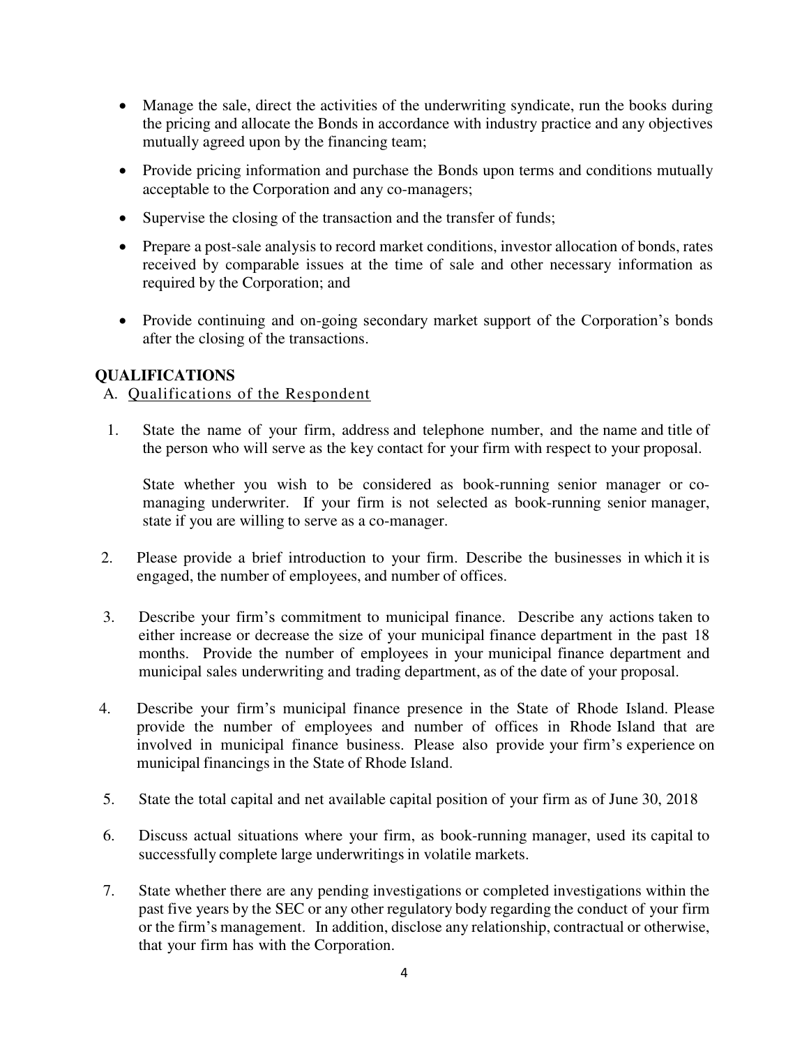- Manage the sale, direct the activities of the underwriting syndicate, run the books during the pricing and allocate the Bonds in accordance with industry practice and any objectives mutually agreed upon by the financing team;
- Provide pricing information and purchase the Bonds upon terms and conditions mutually acceptable to the Corporation and any co-managers;
- Supervise the closing of the transaction and the transfer of funds;
- Prepare a post-sale analysis to record market conditions, investor allocation of bonds, rates received by comparable issues at the time of sale and other necessary information as required by the Corporation; and
- Provide continuing and on-going secondary market support of the Corporation's bonds after the closing of the transactions.

## QUALIFICATIONS

A. Qualifications of the Respondent

1. State the name of your firm, address and telephone number, and the name and title of the person who will serve as the key contact for your firm with respect to your proposal.

   State whether you wish to be considered as book-running senior manager or co-managing underwriter. If your firm is not selected as book-running senior manager, state if you are willing to serve as a co-manager.

2. Please provide a brief introduction to your firm. Describe the businesses in which it is engaged, the number of employees, and number of offices.

3. Describe your firm's commitment to municipal finance. Describe any actions taken to either increase or decrease the size of your municipal finance department in the past 18 months. Provide the number of employees in your municipal finance department and municipal sales underwriting and trading department, as of the date of your proposal.

4. Describe your firm's municipal finance presence in the State of Rhode Island. Please provide the number of employees and number of offices in Rhode Island that are involved in municipal finance business. Please also provide your firm's experience on municipal financings in the State of Rhode Island.

5. State the total capital and net available capital position of your firm as of June 30, 2018

6. Discuss actual situations where your firm, as book-running manager, used its capital to successfully complete large underwritings in volatile markets.

7. State whether there are any pending investigations or completed investigations within the past five years by the SEC or any other regulatory body regarding the conduct of your firm or the firm's management. In addition, disclose any relationship, contractual or otherwise, that your firm has with the Corporation.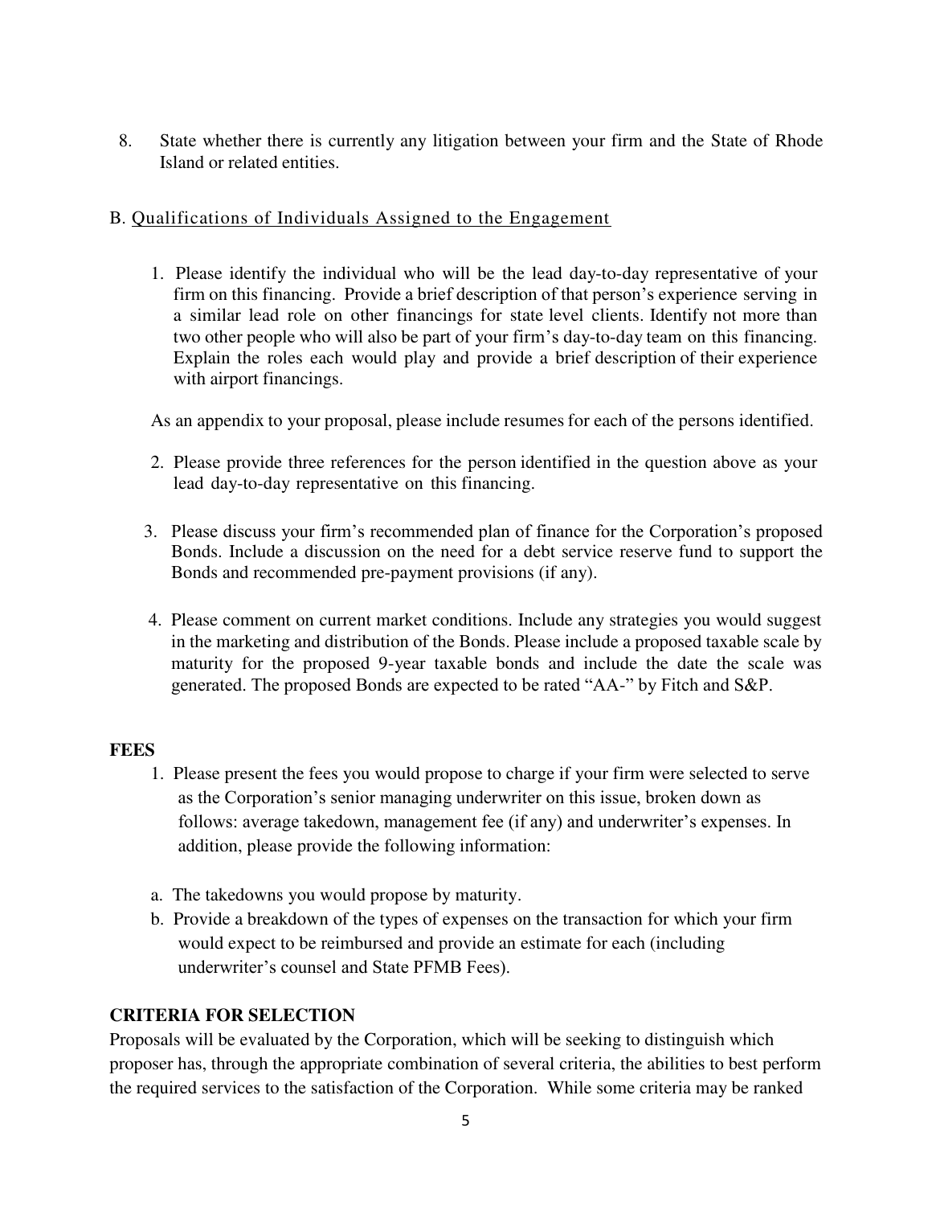8. State whether there is currently any litigation between your firm and the State of Rhode Island or related entities.

B. Qualifications of Individuals Assigned to the Engagement

1. Please identify the individual who will be the lead day-to-day representative of your firm on this financing. Provide a brief description of that person's experience serving in a similar lead role on other financings for state level clients. Identify not more than two other people who will also be part of your firm's day-to-day team on this financing. Explain the roles each would play and provide a brief description of their experience with airport financings.

   As an appendix to your proposal, please include resumes for each of the persons identified.

2. Please provide three references for the person identified in the question above as your lead day-to-day representative on this financing.

3. Please discuss your firm's recommended plan of finance for the Corporation's proposed Bonds. Include a discussion on the need for a debt service reserve fund to support the Bonds and recommended pre-payment provisions (if any).

4. Please comment on current market conditions. Include any strategies you would suggest in the marketing and distribution of the Bonds. Please include a proposed taxable scale by maturity for the proposed 9-year taxable bonds and include the date the scale was generated. The proposed Bonds are expected to be rated "AA-" by Fitch and S&P.

**FEES**

1. Please present the fees you would propose to charge if your firm were selected to serve as the Corporation's senior managing underwriter on this issue, broken down as follows: average takedown, management fee (if any) and underwriter's expenses. In addition, please provide the following information:

   a. The takedowns you would propose by maturity.

   b. Provide a breakdown of the types of expenses on the transaction for which your firm would expect to be reimbursed and provide an estimate for each (including underwriter's counsel and State PFMB Fees).

**CRITERIA FOR SELECTION**

Proposals will be evaluated by the Corporation, which will be seeking to distinguish which proposer has, through the appropriate combination of several criteria, the abilities to best perform the required services to the satisfaction of the Corporation. While some criteria may be ranked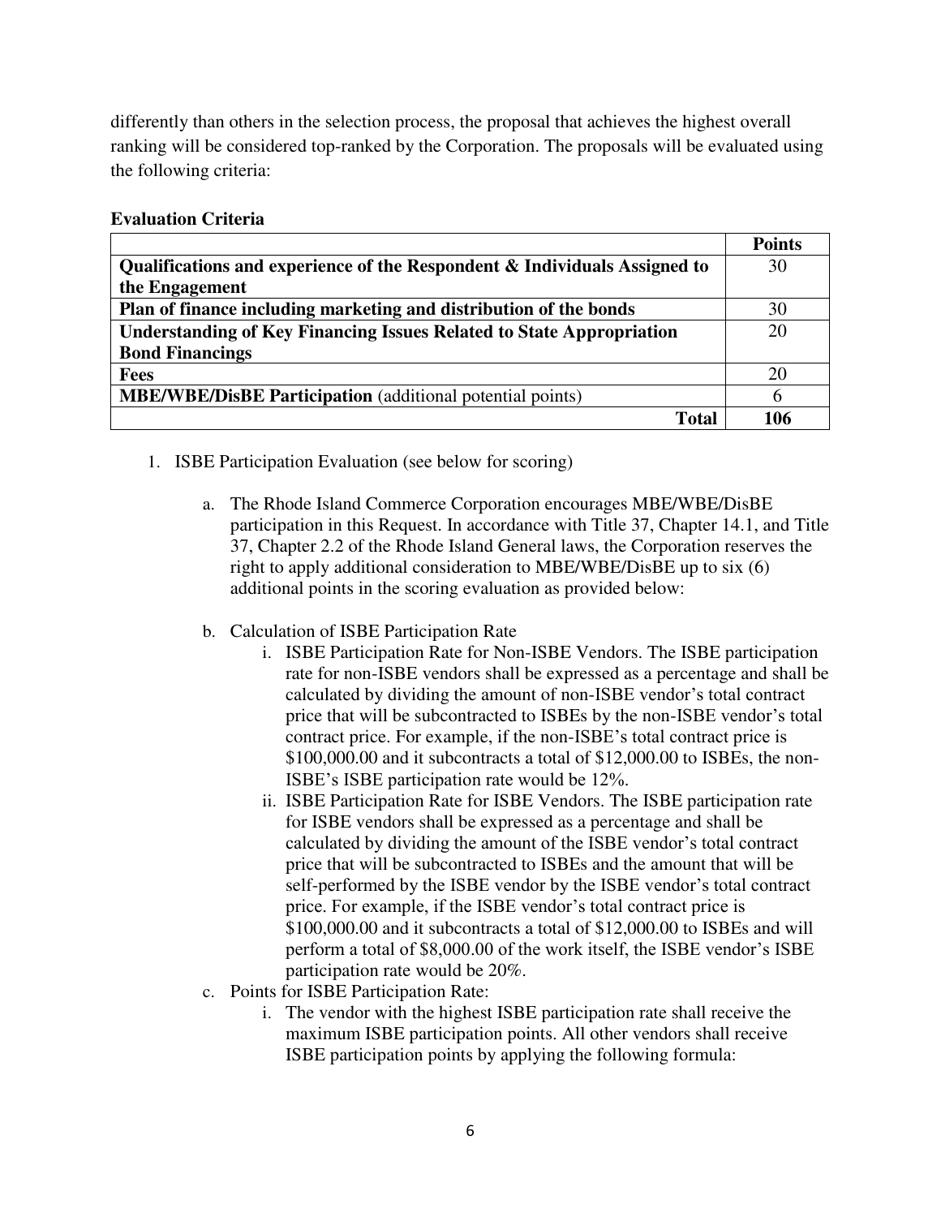differently than others in the selection process, the proposal that achieves the highest overall ranking will be considered top-ranked by the Corporation. The proposals will be evaluated using the following criteria:

**Evaluation Criteria**

| | **Points** |
|---|---|
| **Qualifications and experience of the Respondent & Individuals Assigned to the Engagement** | 30 |
| **Plan of finance including marketing and distribution of the bonds** | 30 |
| **Understanding of Key Financing Issues Related to State Appropriation Bond Financings** | 20 |
| **Fees** | 20 |
| **MBE/WBE/DisBE Participation** (additional potential points) | 6 |
| **Total** | **106** |

1. ISBE Participation Evaluation (see below for scoring)

   a. The Rhode Island Commerce Corporation encourages MBE/WBE/DisBE participation in this Request. In accordance with Title 37, Chapter 14.1, and Title 37, Chapter 2.2 of the Rhode Island General laws, the Corporation reserves the right to apply additional consideration to MBE/WBE/DisBE up to six (6) additional points in the scoring evaluation as provided below:

   b. Calculation of ISBE Participation Rate

      i. ISBE Participation Rate for Non-ISBE Vendors. The ISBE participation rate for non-ISBE vendors shall be expressed as a percentage and shall be calculated by dividing the amount of non-ISBE vendor's total contract price that will be subcontracted to ISBEs by the non-ISBE vendor's total contract price. For example, if the non-ISBE's total contract price is $100,000.00 and it subcontracts a total of $12,000.00 to ISBEs, the non-ISBE's ISBE participation rate would be 12%.

      ii. ISBE Participation Rate for ISBE Vendors. The ISBE participation rate for ISBE vendors shall be expressed as a percentage and shall be calculated by dividing the amount of the ISBE vendor's total contract price that will be subcontracted to ISBEs and the amount that will be self-performed by the ISBE vendor by the ISBE vendor's total contract price. For example, if the ISBE vendor's total contract price is $100,000.00 and it subcontracts a total of $12,000.00 to ISBEs and will perform a total of $8,000.00 of the work itself, the ISBE vendor's ISBE participation rate would be 20%.

   c. Points for ISBE Participation Rate:

      i. The vendor with the highest ISBE participation rate shall receive the maximum ISBE participation points. All other vendors shall receive ISBE participation points by applying the following formula: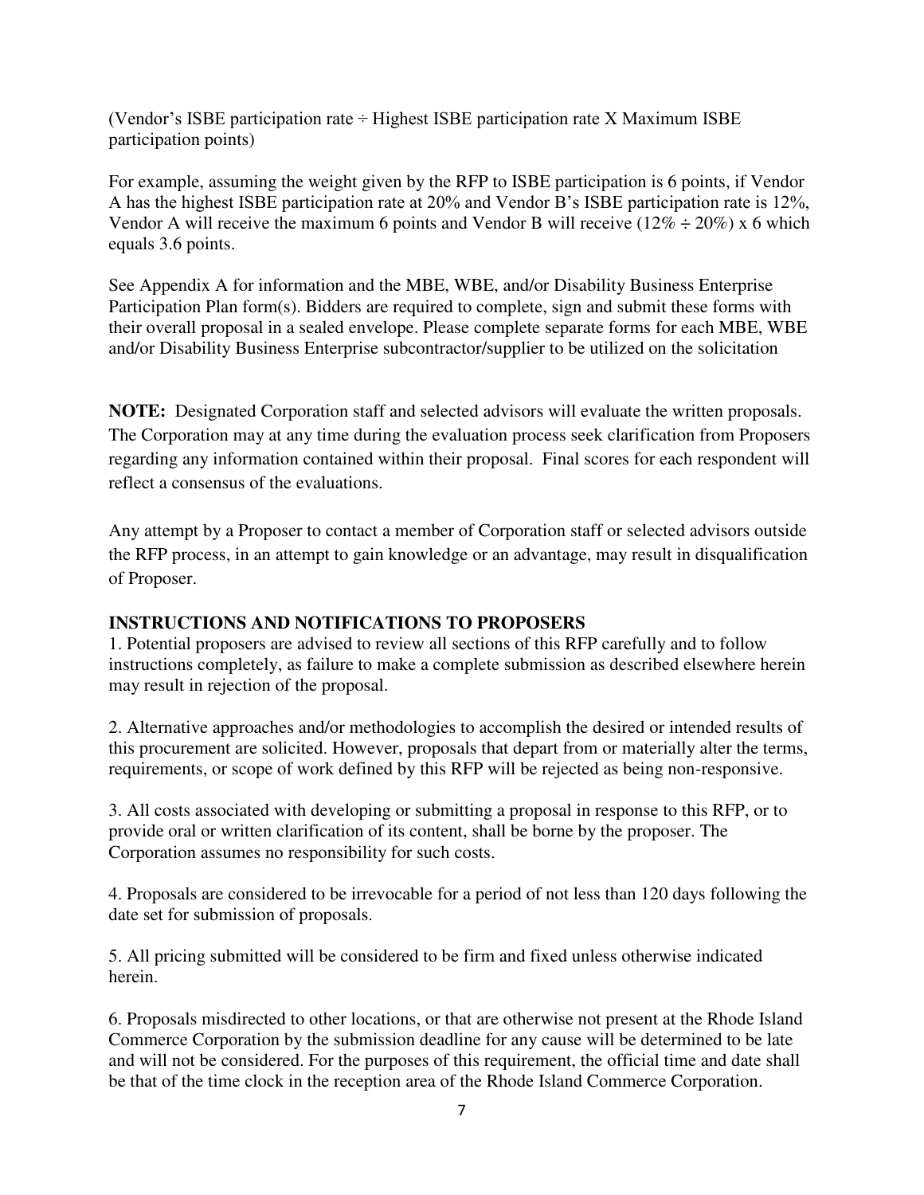(Vendor's ISBE participation rate ÷ Highest ISBE participation rate X Maximum ISBE participation points)

For example, assuming the weight given by the RFP to ISBE participation is 6 points, if Vendor A has the highest ISBE participation rate at 20% and Vendor B's ISBE participation rate is 12%, Vendor A will receive the maximum 6 points and Vendor B will receive (12% ÷ 20%) x 6 which equals 3.6 points.

See Appendix A for information and the MBE, WBE, and/or Disability Business Enterprise Participation Plan form(s). Bidders are required to complete, sign and submit these forms with their overall proposal in a sealed envelope. Please complete separate forms for each MBE, WBE and/or Disability Business Enterprise subcontractor/supplier to be utilized on the solicitation

**NOTE:** Designated Corporation staff and selected advisors will evaluate the written proposals. The Corporation may at any time during the evaluation process seek clarification from Proposers regarding any information contained within their proposal. Final scores for each respondent will reflect a consensus of the evaluations.

Any attempt by a Proposer to contact a member of Corporation staff or selected advisors outside the RFP process, in an attempt to gain knowledge or an advantage, may result in disqualification of Proposer.

**INSTRUCTIONS AND NOTIFICATIONS TO PROPOSERS**

1. Potential proposers are advised to review all sections of this RFP carefully and to follow instructions completely, as failure to make a complete submission as described elsewhere herein may result in rejection of the proposal.

2. Alternative approaches and/or methodologies to accomplish the desired or intended results of this procurement are solicited. However, proposals that depart from or materially alter the terms, requirements, or scope of work defined by this RFP will be rejected as being non-responsive.

3. All costs associated with developing or submitting a proposal in response to this RFP, or to provide oral or written clarification of its content, shall be borne by the proposer. The Corporation assumes no responsibility for such costs.

4. Proposals are considered to be irrevocable for a period of not less than 120 days following the date set for submission of proposals.

5. All pricing submitted will be considered to be firm and fixed unless otherwise indicated herein.

6. Proposals misdirected to other locations, or that are otherwise not present at the Rhode Island Commerce Corporation by the submission deadline for any cause will be determined to be late and will not be considered. For the purposes of this requirement, the official time and date shall be that of the time clock in the reception area of the Rhode Island Commerce Corporation.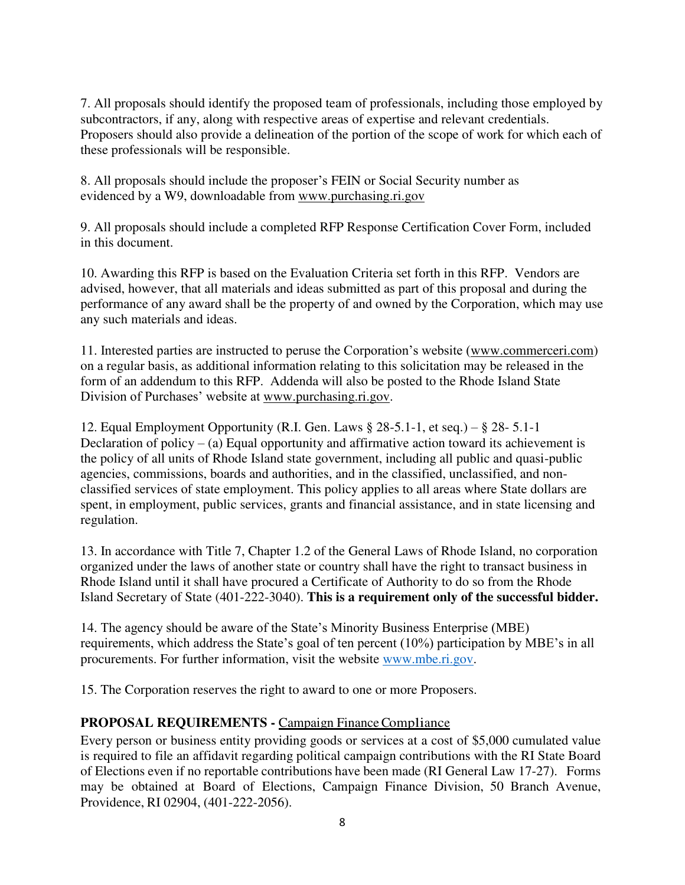7. All proposals should identify the proposed team of professionals, including those employed by subcontractors, if any, along with respective areas of expertise and relevant credentials. Proposers should also provide a delineation of the portion of the scope of work for which each of these professionals will be responsible.

8. All proposals should include the proposer's FEIN or Social Security number as evidenced by a W9, downloadable from www.purchasing.ri.gov

9. All proposals should include a completed RFP Response Certification Cover Form, included in this document.

10. Awarding this RFP is based on the Evaluation Criteria set forth in this RFP. Vendors are advised, however, that all materials and ideas submitted as part of this proposal and during the performance of any award shall be the property of and owned by the Corporation, which may use any such materials and ideas.

11. Interested parties are instructed to peruse the Corporation's website (www.commerceri.com) on a regular basis, as additional information relating to this solicitation may be released in the form of an addendum to this RFP. Addenda will also be posted to the Rhode Island State Division of Purchases' website at www.purchasing.ri.gov.

12. Equal Employment Opportunity (R.I. Gen. Laws § 28-5.1-1, et seq.) – § 28- 5.1-1 Declaration of policy – (a) Equal opportunity and affirmative action toward its achievement is the policy of all units of Rhode Island state government, including all public and quasi-public agencies, commissions, boards and authorities, and in the classified, unclassified, and non-classified services of state employment. This policy applies to all areas where State dollars are spent, in employment, public services, grants and financial assistance, and in state licensing and regulation.

13. In accordance with Title 7, Chapter 1.2 of the General Laws of Rhode Island, no corporation organized under the laws of another state or country shall have the right to transact business in Rhode Island until it shall have procured a Certificate of Authority to do so from the Rhode Island Secretary of State (401-222-3040). **This is a requirement only of the successful bidder.**

14. The agency should be aware of the State's Minority Business Enterprise (MBE) requirements, which address the State's goal of ten percent (10%) participation by MBE's in all procurements. For further information, visit the website www.mbe.ri.gov.

15. The Corporation reserves the right to award to one or more Proposers.

**PROPOSAL REQUIREMENTS -** Campaign Finance Compliance

Every person or business entity providing goods or services at a cost of $5,000 cumulated value is required to file an affidavit regarding political campaign contributions with the RI State Board of Elections even if no reportable contributions have been made (RI General Law 17-27). Forms may be obtained at Board of Elections, Campaign Finance Division, 50 Branch Avenue, Providence, RI 02904, (401-222-2056).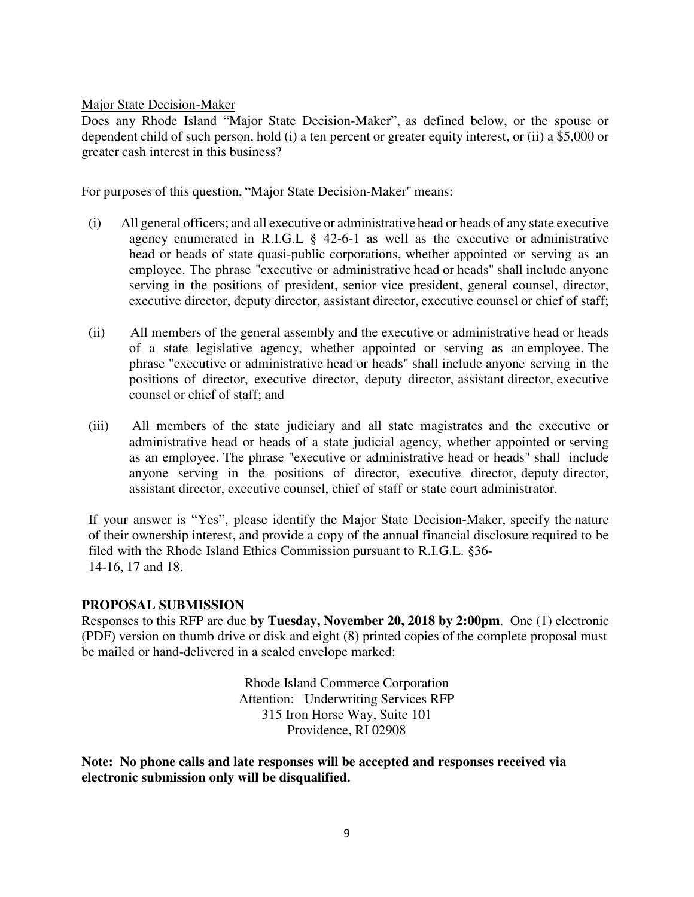<u>Major State Decision-Maker</u>

Does any Rhode Island "Major State Decision-Maker", as defined below, or the spouse or dependent child of such person, hold (i) a ten percent or greater equity interest, or (ii) a $5,000 or greater cash interest in this business?

For purposes of this question, "Major State Decision-Maker" means:

(i) All general officers; and all executive or administrative head or heads of any state executive agency enumerated in R.I.G.L § 42-6-1 as well as the executive or administrative head or heads of state quasi-public corporations, whether appointed or serving as an employee. The phrase "executive or administrative head or heads" shall include anyone serving in the positions of president, senior vice president, general counsel, director, executive director, deputy director, assistant director, executive counsel or chief of staff;

(ii) All members of the general assembly and the executive or administrative head or heads of a state legislative agency, whether appointed or serving as an employee. The phrase "executive or administrative head or heads" shall include anyone serving in the positions of director, executive director, deputy director, assistant director, executive counsel or chief of staff; and

(iii) All members of the state judiciary and all state magistrates and the executive or administrative head or heads of a state judicial agency, whether appointed or serving as an employee. The phrase "executive or administrative head or heads" shall include anyone serving in the positions of director, executive director, deputy director, assistant director, executive counsel, chief of staff or state court administrator.

If your answer is "Yes", please identify the Major State Decision-Maker, specify the nature of their ownership interest, and provide a copy of the annual financial disclosure required to be filed with the Rhode Island Ethics Commission pursuant to R.I.G.L. §36-14-16, 17 and 18.

## PROPOSAL SUBMISSION

Responses to this RFP are due **by Tuesday, November 20, 2018 by 2:00pm**. One (1) electronic (PDF) version on thumb drive or disk and eight (8) printed copies of the complete proposal must be mailed or hand-delivered in a sealed envelope marked:

Rhode Island Commerce Corporation
Attention: Underwriting Services RFP
315 Iron Horse Way, Suite 101
Providence, RI 02908

**Note: No phone calls and late responses will be accepted and responses received via electronic submission only will be disqualified.**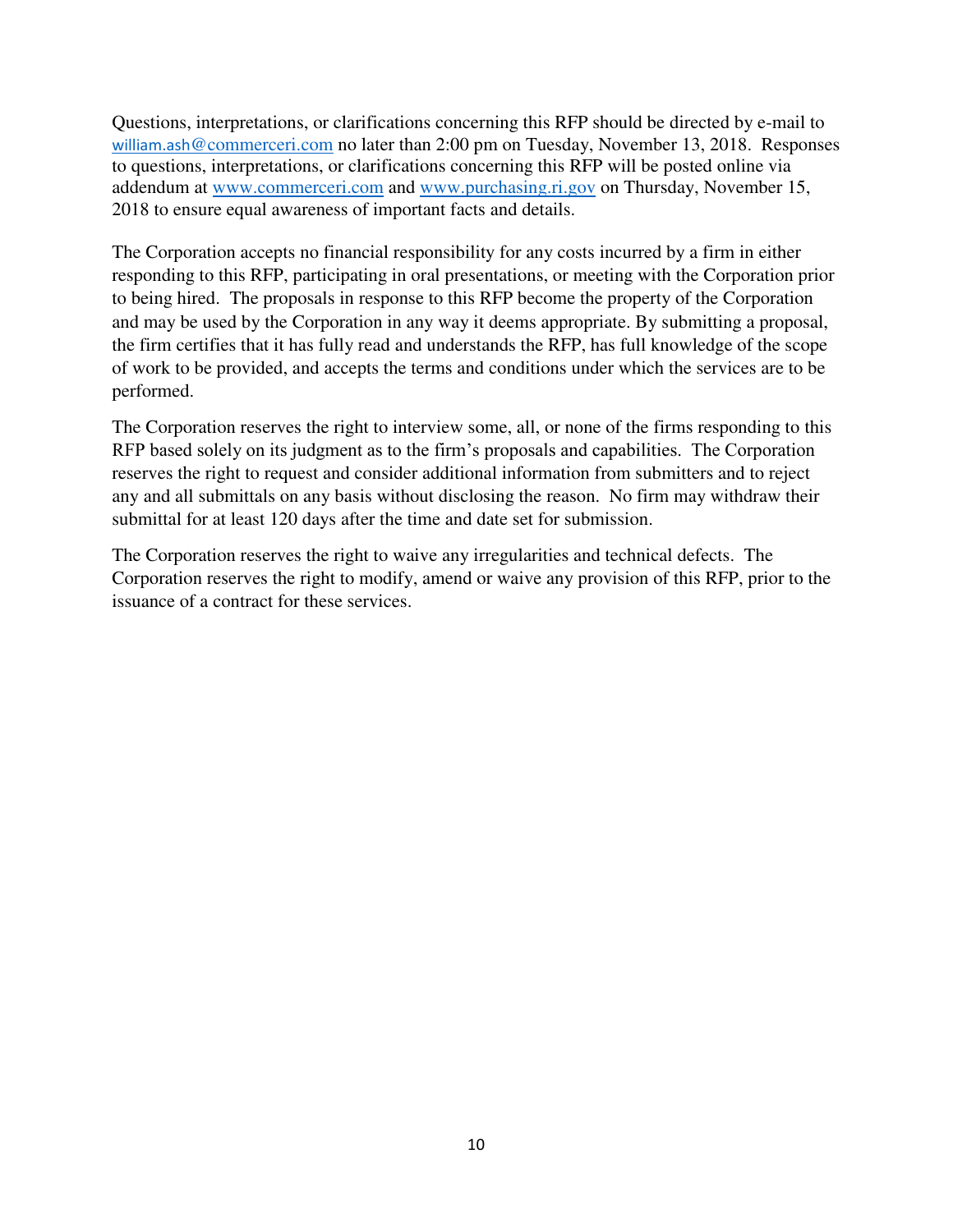Questions, interpretations, or clarifications concerning this RFP should be directed by e-mail to william.ash@commerceri.com no later than 2:00 pm on Tuesday, November 13, 2018. Responses to questions, interpretations, or clarifications concerning this RFP will be posted online via addendum at www.commerceri.com and www.purchasing.ri.gov on Thursday, November 15, 2018 to ensure equal awareness of important facts and details.

The Corporation accepts no financial responsibility for any costs incurred by a firm in either responding to this RFP, participating in oral presentations, or meeting with the Corporation prior to being hired. The proposals in response to this RFP become the property of the Corporation and may be used by the Corporation in any way it deems appropriate. By submitting a proposal, the firm certifies that it has fully read and understands the RFP, has full knowledge of the scope of work to be provided, and accepts the terms and conditions under which the services are to be performed.

The Corporation reserves the right to interview some, all, or none of the firms responding to this RFP based solely on its judgment as to the firm's proposals and capabilities. The Corporation reserves the right to request and consider additional information from submitters and to reject any and all submittals on any basis without disclosing the reason. No firm may withdraw their submittal for at least 120 days after the time and date set for submission.

The Corporation reserves the right to waive any irregularities and technical defects. The Corporation reserves the right to modify, amend or waive any provision of this RFP, prior to the issuance of a contract for these services.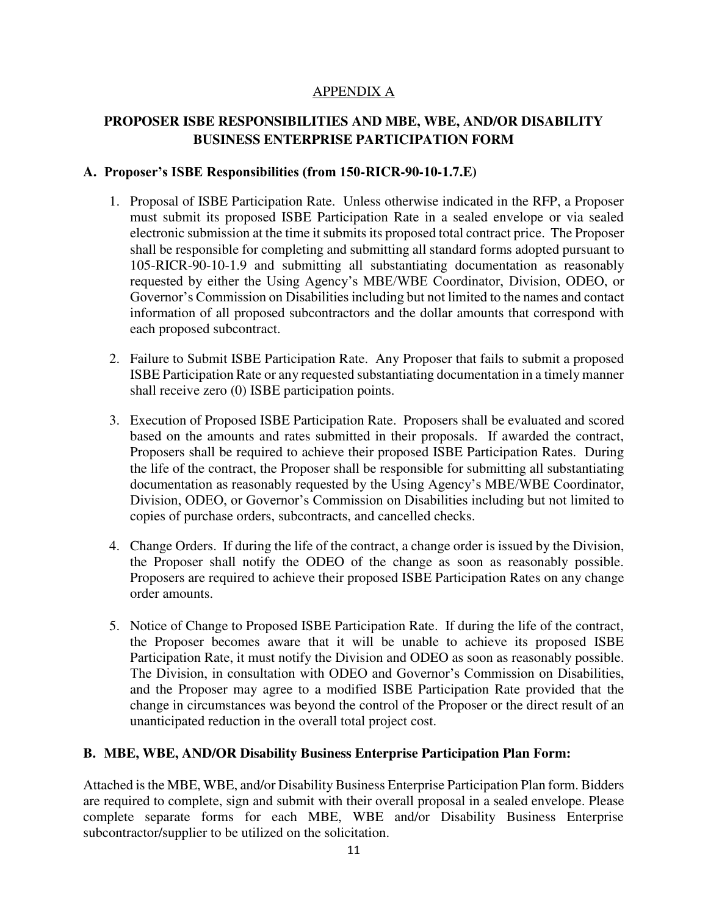APPENDIX A

# PROPOSER ISBE RESPONSIBILITIES AND MBE, WBE, AND/OR DISABILITY BUSINESS ENTERPRISE PARTICIPATION FORM

## A. Proposer's ISBE Responsibilities (from 150-RICR-90-10-1.7.E)

1. Proposal of ISBE Participation Rate. Unless otherwise indicated in the RFP, a Proposer must submit its proposed ISBE Participation Rate in a sealed envelope or via sealed electronic submission at the time it submits its proposed total contract price. The Proposer shall be responsible for completing and submitting all standard forms adopted pursuant to 105-RICR-90-10-1.9 and submitting all substantiating documentation as reasonably requested by either the Using Agency's MBE/WBE Coordinator, Division, ODEO, or Governor's Commission on Disabilities including but not limited to the names and contact information of all proposed subcontractors and the dollar amounts that correspond with each proposed subcontract.

2. Failure to Submit ISBE Participation Rate. Any Proposer that fails to submit a proposed ISBE Participation Rate or any requested substantiating documentation in a timely manner shall receive zero (0) ISBE participation points.

3. Execution of Proposed ISBE Participation Rate. Proposers shall be evaluated and scored based on the amounts and rates submitted in their proposals. If awarded the contract, Proposers shall be required to achieve their proposed ISBE Participation Rates. During the life of the contract, the Proposer shall be responsible for submitting all substantiating documentation as reasonably requested by the Using Agency's MBE/WBE Coordinator, Division, ODEO, or Governor's Commission on Disabilities including but not limited to copies of purchase orders, subcontracts, and cancelled checks.

4. Change Orders. If during the life of the contract, a change order is issued by the Division, the Proposer shall notify the ODEO of the change as soon as reasonably possible. Proposers are required to achieve their proposed ISBE Participation Rates on any change order amounts.

5. Notice of Change to Proposed ISBE Participation Rate. If during the life of the contract, the Proposer becomes aware that it will be unable to achieve its proposed ISBE Participation Rate, it must notify the Division and ODEO as soon as reasonably possible. The Division, in consultation with ODEO and Governor's Commission on Disabilities, and the Proposer may agree to a modified ISBE Participation Rate provided that the change in circumstances was beyond the control of the Proposer or the direct result of an unanticipated reduction in the overall total project cost.

## B. MBE, WBE, AND/OR Disability Business Enterprise Participation Plan Form:

Attached is the MBE, WBE, and/or Disability Business Enterprise Participation Plan form. Bidders are required to complete, sign and submit with their overall proposal in a sealed envelope. Please complete separate forms for each MBE, WBE and/or Disability Business Enterprise subcontractor/supplier to be utilized on the solicitation.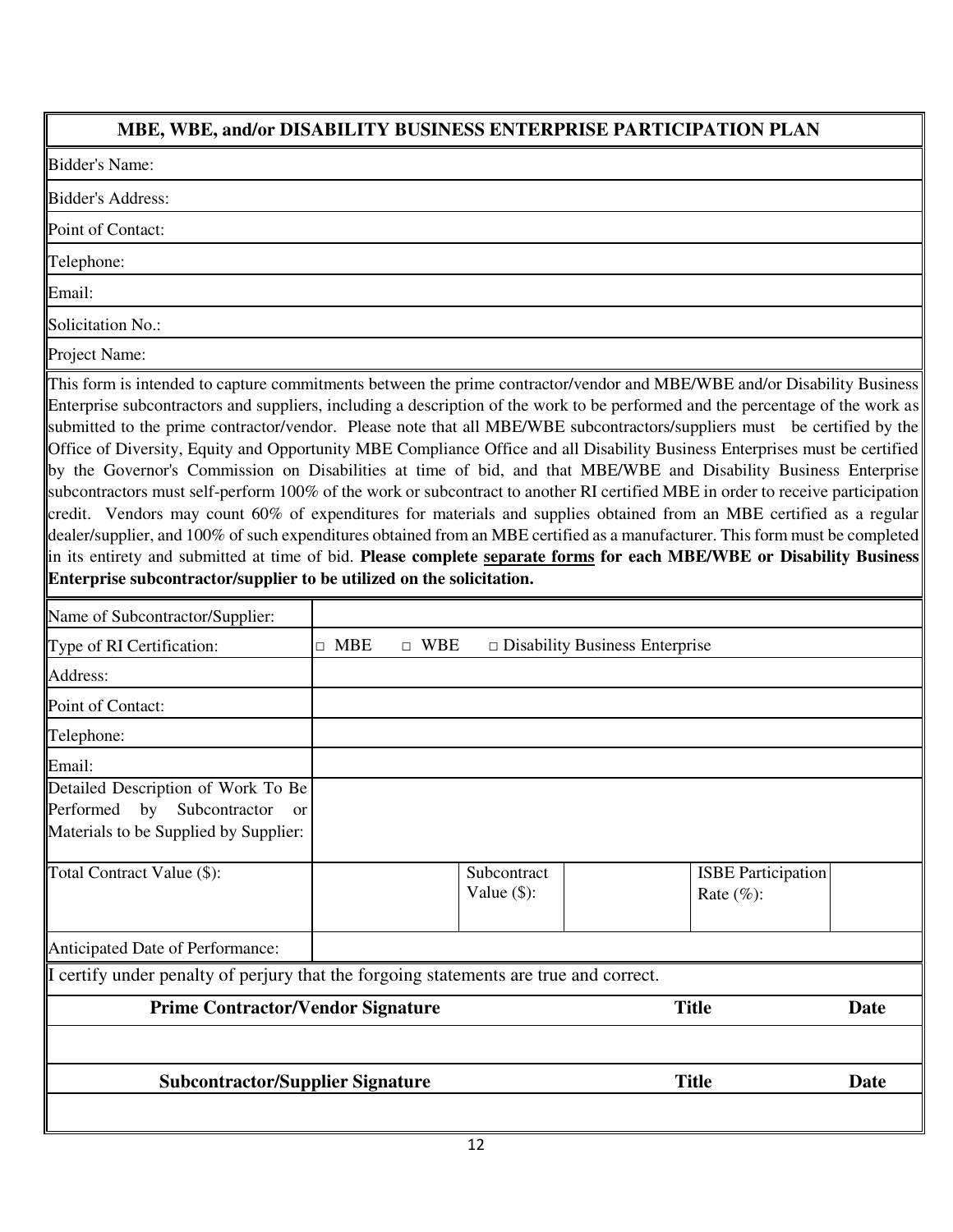## MBE, WBE, and/or DISABILITY BUSINESS ENTERPRISE PARTICIPATION PLAN

Bidder's Name:

Bidder's Address:

Point of Contact:

Telephone:

Email:

Solicitation No.:

Project Name:

This form is intended to capture commitments between the prime contractor/vendor and MBE/WBE and/or Disability Business Enterprise subcontractors and suppliers, including a description of the work to be performed and the percentage of the work as submitted to the prime contractor/vendor. Please note that all MBE/WBE subcontractors/suppliers must be certified by the Office of Diversity, Equity and Opportunity MBE Compliance Office and all Disability Business Enterprises must be certified by the Governor's Commission on Disabilities at time of bid, and that MBE/WBE and Disability Business Enterprise subcontractors must self-perform 100% of the work or subcontract to another RI certified MBE in order to receive participation credit. Vendors may count 60% of expenditures for materials and supplies obtained from an MBE certified as a regular dealer/supplier, and 100% of such expenditures obtained from an MBE certified as a manufacturer. This form must be completed in its entirety and submitted at time of bid. **Please complete separate forms for each MBE/WBE or Disability Business Enterprise subcontractor/supplier to be utilized on the solicitation.**

| | | | | | |
|---|---|---|---|---|---|
| Name of Subcontractor/Supplier: | | | | | |
| Type of RI Certification: | □ MBE □ WBE □ Disability Business Enterprise | | | | |
| Address: | | | | | |
| Point of Contact: | | | | | |
| Telephone: | | | | | |
| Email: | | | | | |
| Detailed Description of Work To Be Performed by Subcontractor or Materials to be Supplied by Supplier: | | | | | |
| Total Contract Value ($): | | Subcontract Value ($): | | ISBE Participation Rate (%): | |
| Anticipated Date of Performance: | | | | | |

I certify under penalty of perjury that the forgoing statements are true and correct.

| Prime Contractor/Vendor Signature | Title | Date |
|---|---|---|
| | | |

| Subcontractor/Supplier Signature | Title | Date |
|---|---|---|
| | | |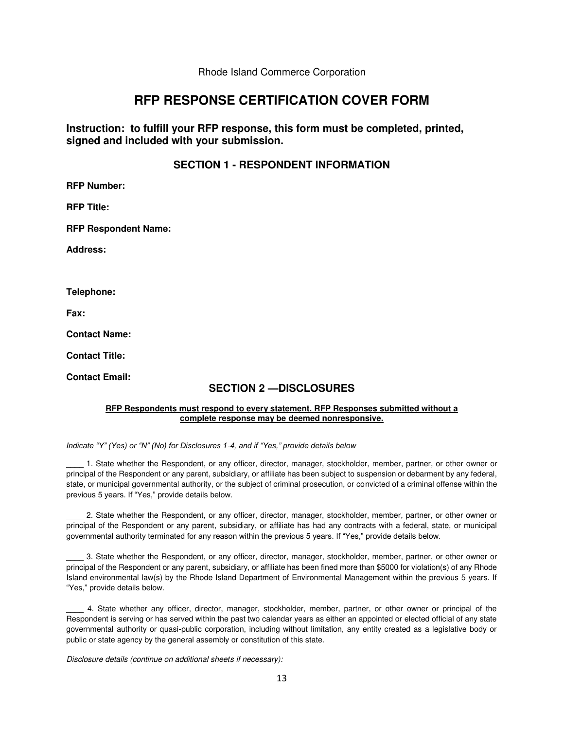Rhode Island Commerce Corporation

# RFP RESPONSE CERTIFICATION COVER FORM

**Instruction: to fulfill your RFP response, this form must be completed, printed, signed and included with your submission.**

## SECTION 1 - RESPONDENT INFORMATION

**RFP Number:**

**RFP Title:**

**RFP Respondent Name:**

**Address:**

**Telephone:**

**Fax:**

**Contact Name:**

**Contact Title:**

**Contact Email:**

## SECTION 2 —DISCLOSURES

**RFP Respondents must respond to every statement. RFP Responses submitted without a complete response may be deemed nonresponsive.**

*Indicate "Y" (Yes) or "N" (No) for Disclosures 1-4, and if "Yes," provide details below*

____ 1. State whether the Respondent, or any officer, director, manager, stockholder, member, partner, or other owner or principal of the Respondent or any parent, subsidiary, or affiliate has been subject to suspension or debarment by any federal, state, or municipal governmental authority, or the subject of criminal prosecution, or convicted of a criminal offense within the previous 5 years. If "Yes," provide details below.

____ 2. State whether the Respondent, or any officer, director, manager, stockholder, member, partner, or other owner or principal of the Respondent or any parent, subsidiary, or affiliate has had any contracts with a federal, state, or municipal governmental authority terminated for any reason within the previous 5 years. If "Yes," provide details below.

____ 3. State whether the Respondent, or any officer, director, manager, stockholder, member, partner, or other owner or principal of the Respondent or any parent, subsidiary, or affiliate has been fined more than $5000 for violation(s) of any Rhode Island environmental law(s) by the Rhode Island Department of Environmental Management within the previous 5 years. If "Yes," provide details below.

____ 4. State whether any officer, director, manager, stockholder, member, partner, or other owner or principal of the Respondent is serving or has served within the past two calendar years as either an appointed or elected official of any state governmental authority or quasi-public corporation, including without limitation, any entity created as a legislative body or public or state agency by the general assembly or constitution of this state.

*Disclosure details (continue on additional sheets if necessary):*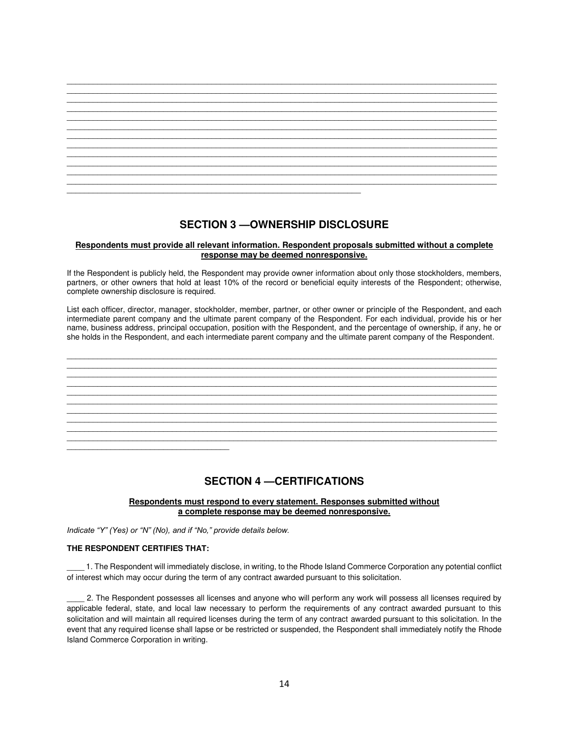______________________________________________________________________________________________
______________________________________________________________________________________________
______________________________________________________________________________________________
______________________________________________________________________________________________
______________________________________________________________________________________________
______________________________________________________________________________________________
______________________________________________________________________________________________
______________________________________________________________________________________________
______________________________________________________________________________________________
______________________________________________________________________________________________
______________________________________________________________________________________________
______________________________________________________________

## SECTION 3 —OWNERSHIP DISCLOSURE

**Respondents must provide all relevant information. Respondent proposals submitted without a complete response may be deemed nonresponsive.**

If the Respondent is publicly held, the Respondent may provide owner information about only those stockholders, members, partners, or other owners that hold at least 10% of the record or beneficial equity interests of the Respondent; otherwise, complete ownership disclosure is required.

List each officer, director, manager, stockholder, member, partner, or other owner or principle of the Respondent, and each intermediate parent company and the ultimate parent company of the Respondent. For each individual, provide his or her name, business address, principal occupation, position with the Respondent, and the percentage of ownership, if any, he or she holds in the Respondent, and each intermediate parent company and the ultimate parent company of the Respondent.

______________________________________________________________________________________________
______________________________________________________________________________________________
______________________________________________________________________________________________
______________________________________________________________________________________________
______________________________________________________________________________________________
______________________________________________________________________________________________
______________________________________________________________________________________________
______________________________________________________________________________________________
______________________________________________________________________________________________
______________________________________________________________________________________________
__________________________________

## SECTION 4 —CERTIFICATIONS

**Respondents must respond to every statement. Responses submitted without a complete response may be deemed nonresponsive.**

*Indicate "Y" (Yes) or "N" (No), and if "No," provide details below.*

**THE RESPONDENT CERTIFIES THAT:**

____ 1. The Respondent will immediately disclose, in writing, to the Rhode Island Commerce Corporation any potential conflict of interest which may occur during the term of any contract awarded pursuant to this solicitation.

____ 2. The Respondent possesses all licenses and anyone who will perform any work will possess all licenses required by applicable federal, state, and local law necessary to perform the requirements of any contract awarded pursuant to this solicitation and will maintain all required licenses during the term of any contract awarded pursuant to this solicitation. In the event that any required license shall lapse or be restricted or suspended, the Respondent shall immediately notify the Rhode Island Commerce Corporation in writing.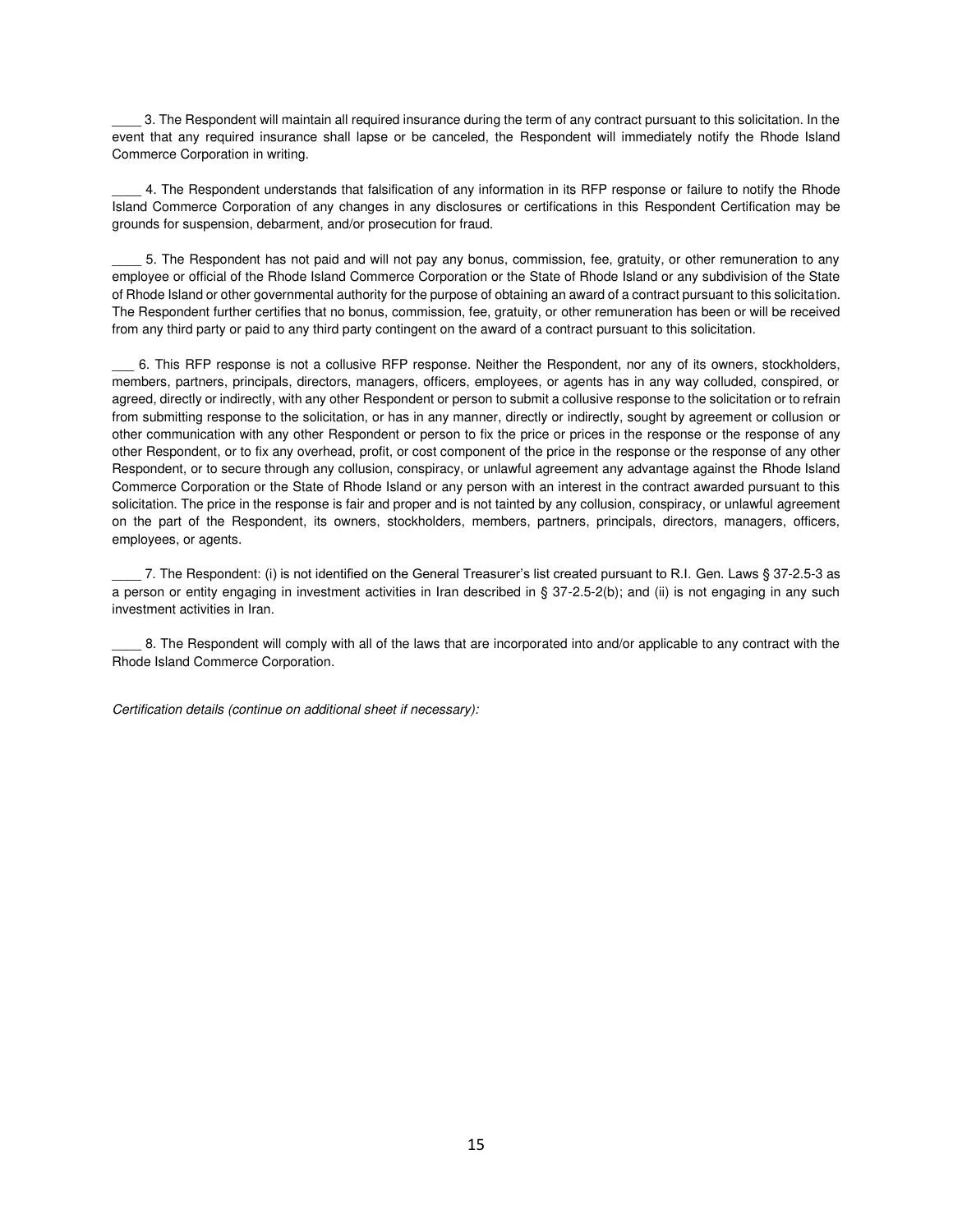____ 3. The Respondent will maintain all required insurance during the term of any contract pursuant to this solicitation. In the event that any required insurance shall lapse or be canceled, the Respondent will immediately notify the Rhode Island Commerce Corporation in writing.

____ 4. The Respondent understands that falsification of any information in its RFP response or failure to notify the Rhode Island Commerce Corporation of any changes in any disclosures or certifications in this Respondent Certification may be grounds for suspension, debarment, and/or prosecution for fraud.

____ 5. The Respondent has not paid and will not pay any bonus, commission, fee, gratuity, or other remuneration to any employee or official of the Rhode Island Commerce Corporation or the State of Rhode Island or any subdivision of the State of Rhode Island or other governmental authority for the purpose of obtaining an award of a contract pursuant to this solicitation. The Respondent further certifies that no bonus, commission, fee, gratuity, or other remuneration has been or will be received from any third party or paid to any third party contingent on the award of a contract pursuant to this solicitation.

___ 6. This RFP response is not a collusive RFP response. Neither the Respondent, nor any of its owners, stockholders, members, partners, principals, directors, managers, officers, employees, or agents has in any way colluded, conspired, or agreed, directly or indirectly, with any other Respondent or person to submit a collusive response to the solicitation or to refrain from submitting response to the solicitation, or has in any manner, directly or indirectly, sought by agreement or collusion or other communication with any other Respondent or person to fix the price or prices in the response or the response of any other Respondent, or to fix any overhead, profit, or cost component of the price in the response or the response of any other Respondent, or to secure through any collusion, conspiracy, or unlawful agreement any advantage against the Rhode Island Commerce Corporation or the State of Rhode Island or any person with an interest in the contract awarded pursuant to this solicitation. The price in the response is fair and proper and is not tainted by any collusion, conspiracy, or unlawful agreement on the part of the Respondent, its owners, stockholders, members, partners, principals, directors, managers, officers, employees, or agents.

____ 7. The Respondent: (i) is not identified on the General Treasurer's list created pursuant to R.I. Gen. Laws § 37-2.5-3 as a person or entity engaging in investment activities in Iran described in § 37-2.5-2(b); and (ii) is not engaging in any such investment activities in Iran.

____ 8. The Respondent will comply with all of the laws that are incorporated into and/or applicable to any contract with the Rhode Island Commerce Corporation.

*Certification details (continue on additional sheet if necessary):*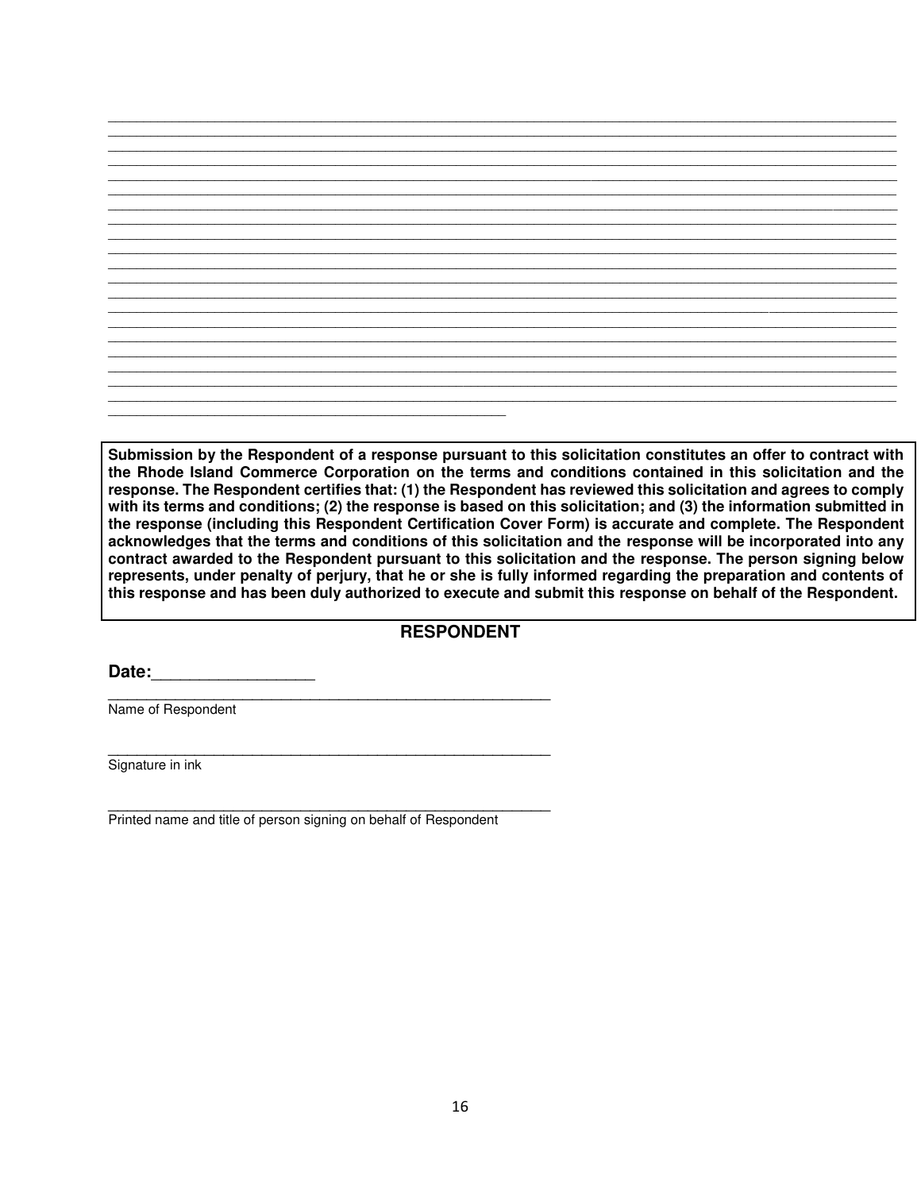Submission by the Respondent of a response pursuant to this solicitation constitutes an offer to contract with the Rhode Island Commerce Corporation on the terms and conditions contained in this solicitation and the response. The Respondent certifies that: (1) the Respondent has reviewed this solicitation and agrees to comply with its terms and conditions; (2) the response is based on this solicitation; and (3) the information submitted in the response (including this Respondent Certification Cover Form) is accurate and complete. The Respondent acknowledges that the terms and conditions of this solicitation and the response will be incorporated into any contract awarded to the Respondent pursuant to this solicitation and the response. The person signing below represents, under penalty of perjury, that he or she is fully informed regarding the preparation and contents of this response and has been duly authorized to execute and submit this response on behalf of the Respondent.

## RESPONDENT

**Date:**__________________

________________________________________________________
Name of Respondent

________________________________________________________
Signature in ink

________________________________________________________
Printed name and title of person signing on behalf of Respondent